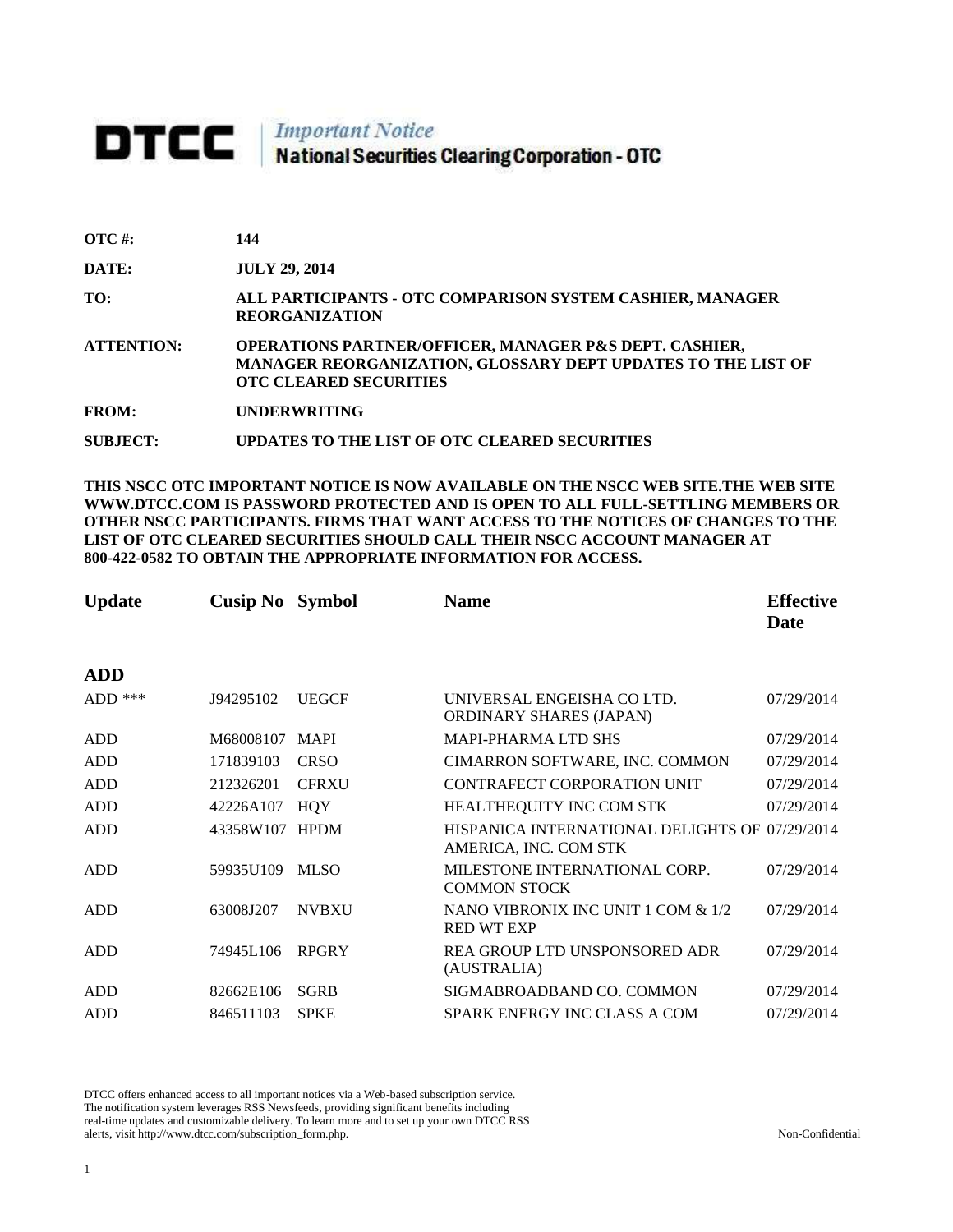# DTCC | *Important Notice* National Securities Clearing Corporation - OTC

**OTC #:** 144

**DATE:** JULY 29, 2014

**TO:** ALL PARTICIPANTS - OTC COMPARISON SYSTEM CASHIER, MANAGER REORGANIZATION

**ATTENTION:** OPERATIONS PARTNER/OFFICER, MANAGER P&S DEPT. CASHIER, MANAGER REORGANIZATION, GLOSSARY DEPT UPDATES TO THE LIST OF OTC CLEARED SECURITIES

**FROM:** UNDERWRITING

**SUBJECT:** UPDATES TO THE LIST OF OTC CLEARED SECURITIES

**THIS NSCC OTC IMPORTANT NOTICE IS NOW AVAILABLE ON THE NSCC WEB SITE.THE WEB SITE WWW.DTCC.COM IS PASSWORD PROTECTED AND IS OPEN TO ALL FULL-SETTLING MEMBERS OR OTHER NSCC PARTICIPANTS. FIRMS THAT WANT ACCESS TO THE NOTICES OF CHANGES TO THE LIST OF OTC CLEARED SECURITIES SHOULD CALL THEIR NSCC ACCOUNT MANAGER AT 800-422-0582 TO OBTAIN THE APPROPRIATE INFORMATION FOR ACCESS.**

| Update | Cusip No | Symbol | Name | Effective Date |
|---|---|---|---|---|
| **ADD** | | | | |
| ADD *** | J94295102 | UEGCF | UNIVERSAL ENGEISHA CO LTD. ORDINARY SHARES (JAPAN) | 07/29/2014 |
| ADD | M68008107 | MAPI | MAPI-PHARMA LTD SHS | 07/29/2014 |
| ADD | 171839103 | CRSO | CIMARRON SOFTWARE, INC. COMMON | 07/29/2014 |
| ADD | 212326201 | CFRXU | CONTRAFECT CORPORATION UNIT | 07/29/2014 |
| ADD | 42226A107 | HQY | HEALTHEQUITY INC COM STK | 07/29/2014 |
| ADD | 43358W107 | HPDM | HISPANICA INTERNATIONAL DELIGHTS OF AMERICA, INC. COM STK | 07/29/2014 |
| ADD | 59935U109 | MLSO | MILESTONE INTERNATIONAL CORP. COMMON STOCK | 07/29/2014 |
| ADD | 63008J207 | NVBXU | NANO VIBRONIX INC UNIT 1 COM & 1/2 RED WT EXP | 07/29/2014 |
| ADD | 74945L106 | RPGRY | REA GROUP LTD UNSPONSORED ADR (AUSTRALIA) | 07/29/2014 |
| ADD | 82662E106 | SGRB | SIGMABROADBAND CO. COMMON | 07/29/2014 |
| ADD | 846511103 | SPKE | SPARK ENERGY INC CLASS A COM | 07/29/2014 |

DTCC offers enhanced access to all important notices via a Web-based subscription service. The notification system leverages RSS Newsfeeds, providing significant benefits including real-time updates and customizable delivery. To learn more and to set up your own DTCC RSS alerts, visit http://www.dtcc.com/subscription_form.php.

Non-Confidential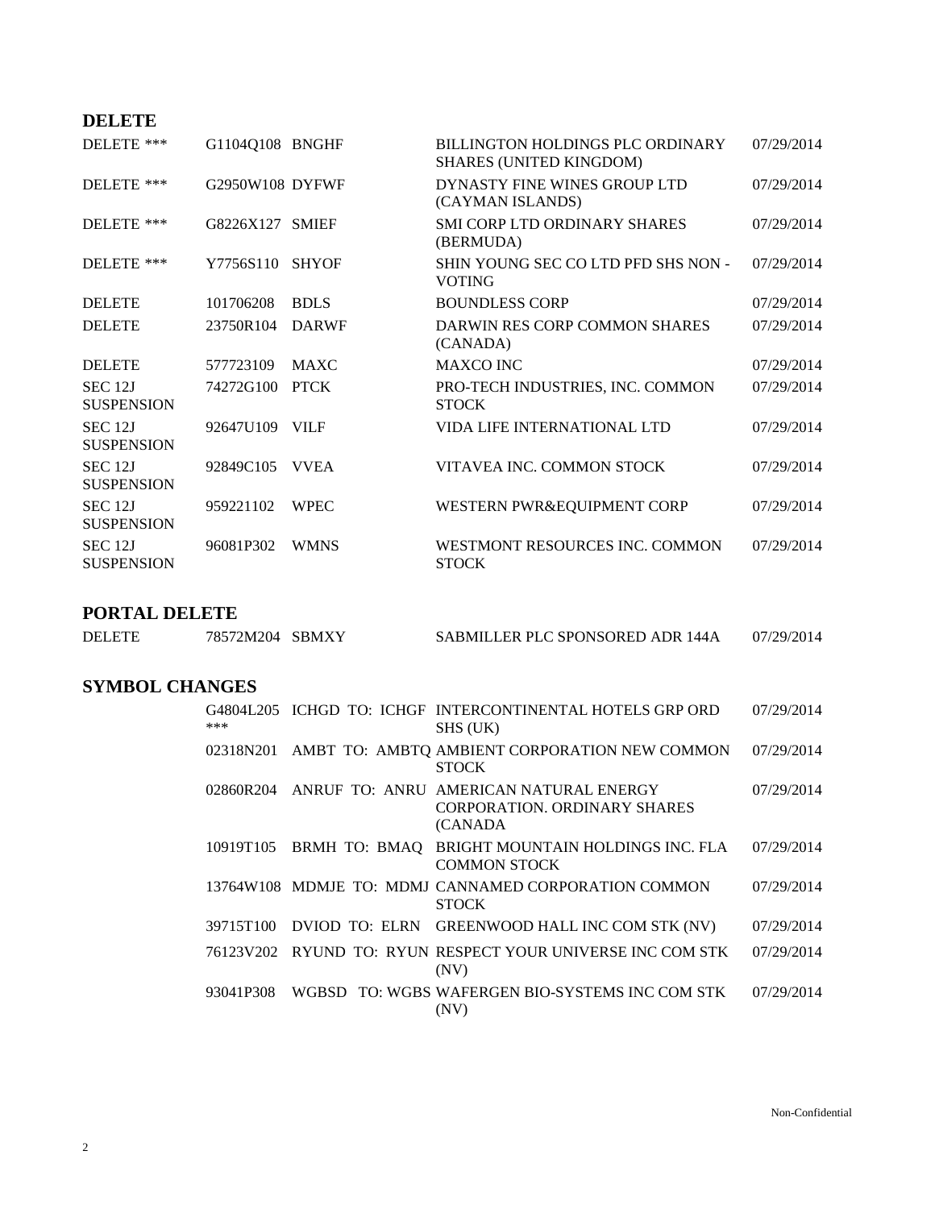## DELETE

| | | | | |
|---|---|---|---|---|
| DELETE *** | G1104Q108 | BNGHF | BILLINGTON HOLDINGS PLC ORDINARY SHARES (UNITED KINGDOM) | 07/29/2014 |
| DELETE *** | G2950W108 | DYFWF | DYNASTY FINE WINES GROUP LTD (CAYMAN ISLANDS) | 07/29/2014 |
| DELETE *** | G8226X127 | SMIEF | SMI CORP LTD ORDINARY SHARES (BERMUDA) | 07/29/2014 |
| DELETE *** | Y7756S110 | SHYOF | SHIN YOUNG SEC CO LTD PFD SHS NON - VOTING | 07/29/2014 |
| DELETE | 101706208 | BDLS | BOUNDLESS CORP | 07/29/2014 |
| DELETE | 23750R104 | DARWF | DARWIN RES CORP COMMON SHARES (CANADA) | 07/29/2014 |
| DELETE | 577723109 | MAXC | MAXCO INC | 07/29/2014 |
| SEC 12J SUSPENSION | 74272G100 | PTCK | PRO-TECH INDUSTRIES, INC. COMMON STOCK | 07/29/2014 |
| SEC 12J SUSPENSION | 92647U109 | VILF | VIDA LIFE INTERNATIONAL LTD | 07/29/2014 |
| SEC 12J SUSPENSION | 92849C105 | VVEA | VITAVEA INC. COMMON STOCK | 07/29/2014 |
| SEC 12J SUSPENSION | 959221102 | WPEC | WESTERN PWR&EQUIPMENT CORP | 07/29/2014 |
| SEC 12J SUSPENSION | 96081P302 | WMNS | WESTMONT RESOURCES INC. COMMON STOCK | 07/29/2014 |

## PORTAL DELETE

| | | | | |
|---|---|---|---|---|
| DELETE | 78572M204 | SBMXY | SABMILLER PLC SPONSORED ADR 144A | 07/29/2014 |

## SYMBOL CHANGES

| | | | |
|---|---|---|---|
| G4804L205 *** | ICHGD TO: ICHGF | INTERCONTINENTAL HOTELS GRP ORD SHS (UK) | 07/29/2014 |
| 02318N201 | AMBT TO: AMBTQ | AMBIENT CORPORATION NEW COMMON STOCK | 07/29/2014 |
| 02860R204 | ANRUF TO: ANRU | AMERICAN NATURAL ENERGY CORPORATION. ORDINARY SHARES (CANADA | 07/29/2014 |
| 10919T105 | BRMH TO: BMAQ | BRIGHT MOUNTAIN HOLDINGS INC. FLA COMMON STOCK | 07/29/2014 |
| 13764W108 | MDMJE TO: MDMJ | CANNAMED CORPORATION COMMON STOCK | 07/29/2014 |
| 39715T100 | DVIOD TO: ELRN | GREENWOOD HALL INC COM STK (NV) | 07/29/2014 |
| 76123V202 | RYUND TO: RYUN | RESPECT YOUR UNIVERSE INC COM STK (NV) | 07/29/2014 |
| 93041P308 | WGBSD TO: WGBS | WAFERGEN BIO-SYSTEMS INC COM STK (NV) | 07/29/2014 |

Non-Confidential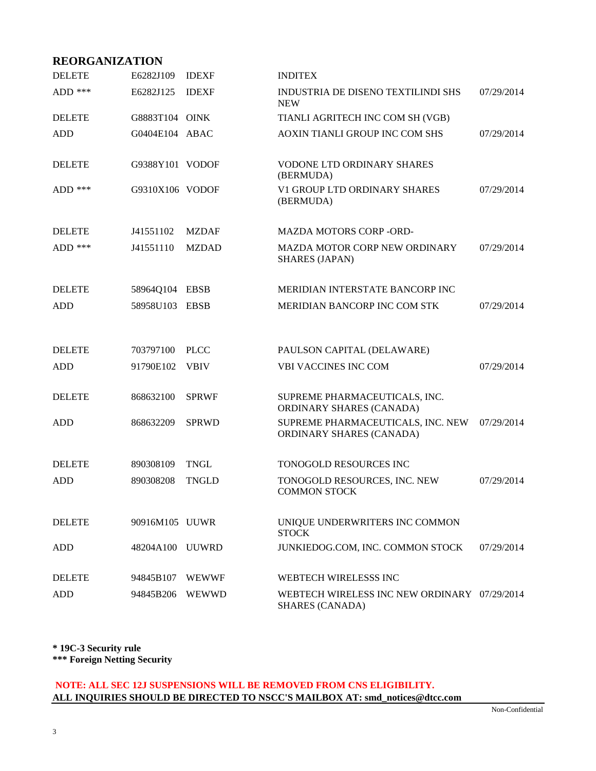## REORGANIZATION

| | | | | |
|---|---|---|---|---|
| DELETE | E6282J109 | IDEXF | INDITEX | |
| ADD *** | E6282J125 | IDEXF | INDUSTRIA DE DISENO TEXTILINDI SHS NEW | 07/29/2014 |
| DELETE | G8883T104 | OINK | TIANLI AGRITECH INC COM SH (VGB) | |
| ADD | G0404E104 | ABAC | AOXIN TIANLI GROUP INC COM SHS | 07/29/2014 |
| DELETE | G9388Y101 | VODOF | VODONE LTD ORDINARY SHARES (BERMUDA) | |
| ADD *** | G9310X106 | VODOF | V1 GROUP LTD ORDINARY SHARES (BERMUDA) | 07/29/2014 |
| DELETE | J41551102 | MZDAF | MAZDA MOTORS CORP -ORD- | |
| ADD *** | J41551110 | MZDAD | MAZDA MOTOR CORP NEW ORDINARY SHARES (JAPAN) | 07/29/2014 |
| DELETE | 58964Q104 | EBSB | MERIDIAN INTERSTATE BANCORP INC | |
| ADD | 58958U103 | EBSB | MERIDIAN BANCORP INC COM STK | 07/29/2014 |
| DELETE | 703797100 | PLCC | PAULSON CAPITAL (DELAWARE) | |
| ADD | 91790E102 | VBIV | VBI VACCINES INC COM | 07/29/2014 |
| DELETE | 868632100 | SPRWF | SUPREME PHARMACEUTICALS, INC. ORDINARY SHARES (CANADA) | |
| ADD | 868632209 | SPRWD | SUPREME PHARMACEUTICALS, INC. NEW ORDINARY SHARES (CANADA) | 07/29/2014 |
| DELETE | 890308109 | TNGL | TONOGOLD RESOURCES INC | |
| ADD | 890308208 | TNGLD | TONOGOLD RESOURCES, INC. NEW COMMON STOCK | 07/29/2014 |
| DELETE | 90916M105 | UUWR | UNIQUE UNDERWRITERS INC COMMON STOCK | |
| ADD | 48204A100 | UUWRD | JUNKIEDOG.COM, INC. COMMON STOCK | 07/29/2014 |
| DELETE | 94845B107 | WEWWF | WEBTECH WIRELESSS INC | |
| ADD | 94845B206 | WEWWD | WEBTECH WIRELESS INC NEW ORDINARY SHARES (CANADA) | 07/29/2014 |

**\* 19C-3 Security rule**
**\*\*\* Foreign Netting Security**

**NOTE: ALL SEC 12J SUSPENSIONS WILL BE REMOVED FROM CNS ELIGIBILITY.**
**ALL INQUIRIES SHOULD BE DIRECTED TO NSCC'S MAILBOX AT: smd_notices@dtcc.com**

Non-Confidential